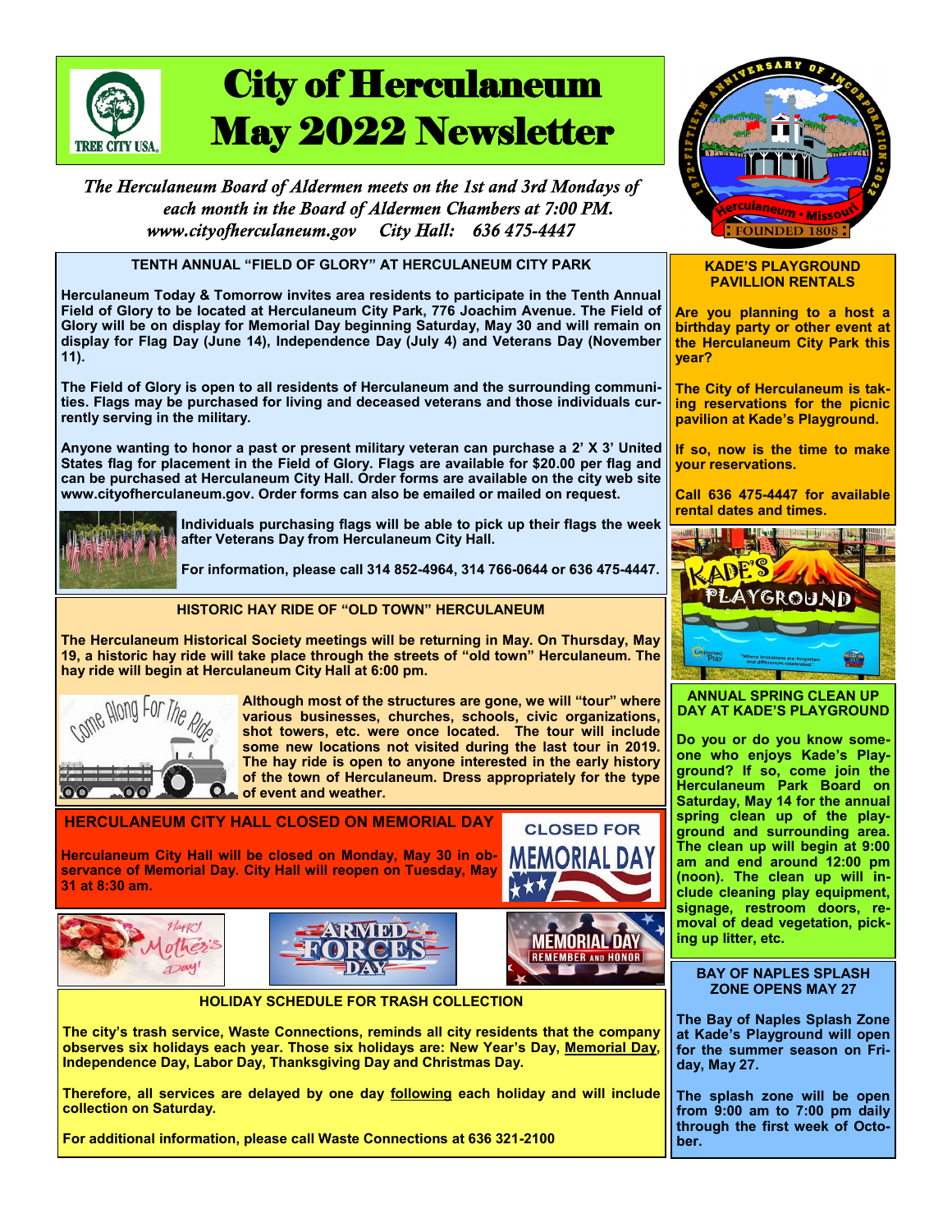# City of Herculaneum May 2022 Newsletter

*The Herculaneum Board of Aldermen meets on the 1st and 3rd Mondays of each month in the Board of Aldermen Chambers at 7:00 PM.*
*www.cityofherculaneum.gov City Hall: 636 475-4447*

## TENTH ANNUAL "FIELD OF GLORY" AT HERCULANEUM CITY PARK

**Herculaneum Today & Tomorrow invites area residents to participate in the Tenth Annual Field of Glory to be located at Herculaneum City Park, 776 Joachim Avenue. The Field of Glory will be on display for Memorial Day beginning Saturday, May 30 and will remain on display for Flag Day (June 14), Independence Day (July 4) and Veterans Day (November 11).**

**The Field of Glory is open to all residents of Herculaneum and the surrounding communities. Flags may be purchased for living and deceased veterans and those individuals currently serving in the military.**

**Anyone wanting to honor a past or present military veteran can purchase a 2' X 3' United States flag for placement in the Field of Glory. Flags are available for $20.00 per flag and can be purchased at Herculaneum City Hall. Order forms are available on the city web site www.cityofherculaneum.gov. Order forms can also be emailed or mailed on request.**

**Individuals purchasing flags will be able to pick up their flags the week after Veterans Day from Herculaneum City Hall.**

**For information, please call 314 852-4964, 314 766-0644 or 636 475-4447.**

## HISTORIC HAY RIDE OF "OLD TOWN" HERCULANEUM

**The Herculaneum Historical Society meetings will be returning in May. On Thursday, May 19, a historic hay ride will take place through the streets of "old town" Herculaneum. The hay ride will begin at Herculaneum City Hall at 6:00 pm.**

**Although most of the structures are gone, we will "tour" where various businesses, churches, schools, civic organizations, shot towers, etc. were once located. The tour will include some new locations not visited during the last tour in 2019. The hay ride is open to anyone interested in the early history of the town of Herculaneum. Dress appropriately for the type of event and weather.**

## HERCULANEUM CITY HALL CLOSED ON MEMORIAL DAY

**Herculaneum City Hall will be closed on Monday, May 30 in observance of Memorial Day. City Hall will reopen on Tuesday, May 31 at 8:30 am.**

## HOLIDAY SCHEDULE FOR TRASH COLLECTION

**The city's trash service, Waste Connections, reminds all city residents that the company observes six holidays each year. Those six holidays are: New Year's Day, Memorial Day, Independence Day, Labor Day, Thanksgiving Day and Christmas Day.**

**Therefore, all services are delayed by one day following each holiday and will include collection on Saturday.**

**For additional information, please call Waste Connections at 636 321-2100**

## KADE'S PLAYGROUND PAVILLION RENTALS

**Are you planning to a host a birthday party or other event at the Herculaneum City Park this year?**

**The City of Herculaneum is taking reservations for the picnic pavilion at Kade's Playground.**

**If so, now is the time to make your reservations.**

**Call 636 475-4447 for available rental dates and times.**

## ANNUAL SPRING CLEAN UP DAY AT KADE'S PLAYGROUND

**Do you or do you know someone who enjoys Kade's Playground? If so, come join the Herculaneum Park Board on Saturday, May 14 for the annual spring clean up of the playground and surrounding area. The clean up will begin at 9:00 am and end around 12:00 pm (noon). The clean up will include cleaning play equipment, signage, restroom doors, removal of dead vegetation, picking up litter, etc.**

## BAY OF NAPLES SPLASH ZONE OPENS MAY 27

**The Bay of Naples Splash Zone at Kade's Playground will open for the summer season on Friday, May 27.**

**The splash zone will be open from 9:00 am to 7:00 pm daily through the first week of October.**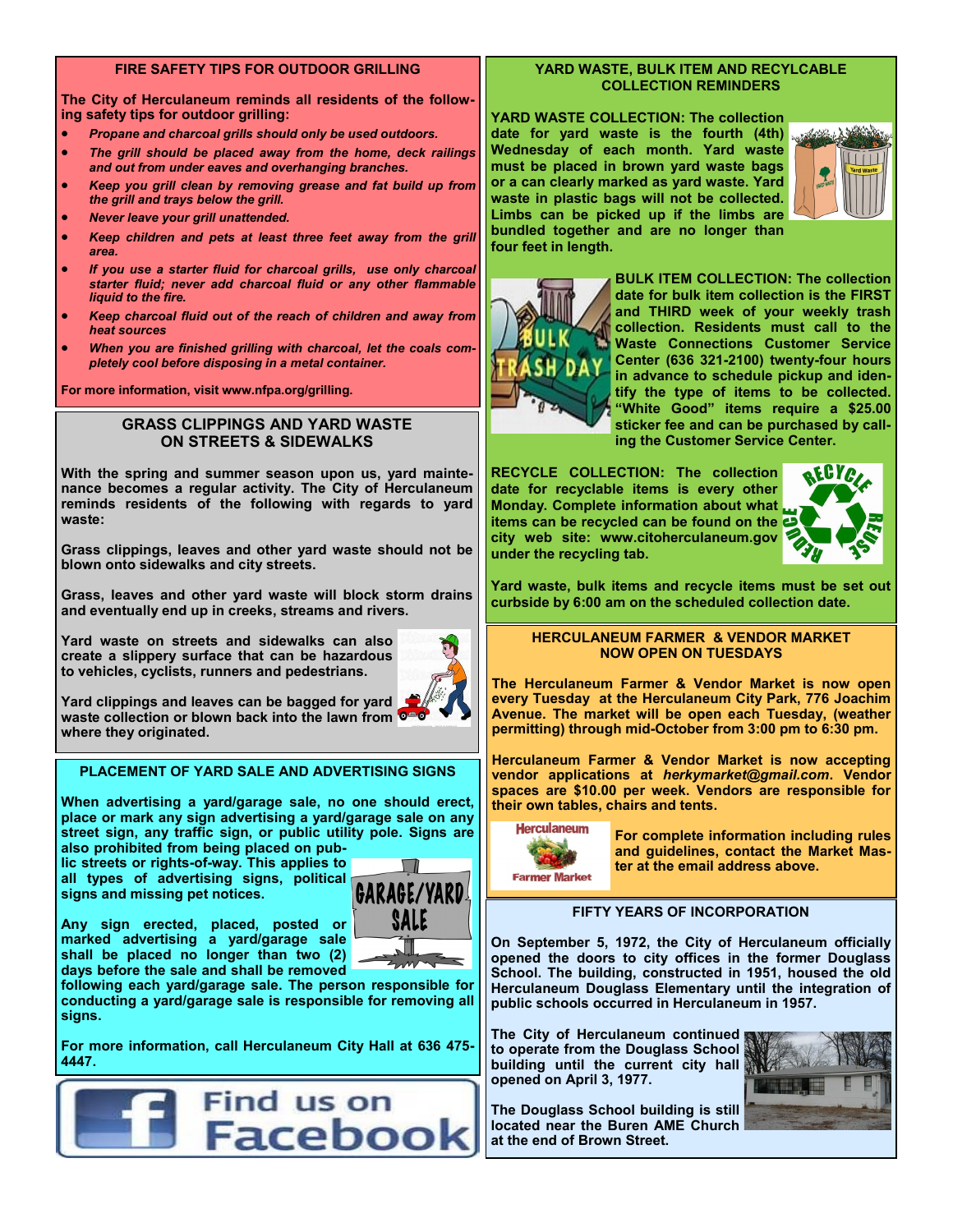## FIRE SAFETY TIPS FOR OUTDOOR GRILLING

**The City of Herculaneum reminds all residents of the following safety tips for outdoor grilling:**

- ***Propane and charcoal grills should only be used outdoors.***
- ***The grill should be placed away from the home, deck railings and out from under eaves and overhanging branches.***
- ***Keep you grill clean by removing grease and fat build up from the grill and trays below the grill.***
- ***Never leave your grill unattended.***
- ***Keep children and pets at least three feet away from the grill area.***
- ***If you use a starter fluid for charcoal grills, use only charcoal starter fluid; never add charcoal fluid or any other flammable liquid to the fire.***
- ***Keep charcoal fluid out of the reach of children and away from heat sources***
- ***When you are finished grilling with charcoal, let the coals completely cool before disposing in a metal container.***

**For more information, visit www.nfpa.org/grilling.**

## GRASS CLIPPINGS AND YARD WASTE ON STREETS & SIDEWALKS

**With the spring and summer season upon us, yard maintenance becomes a regular activity. The City of Herculaneum reminds residents of the following with regards to yard waste:**

**Grass clippings, leaves and other yard waste should not be blown onto sidewalks and city streets.**

**Grass, leaves and other yard waste will block storm drains and eventually end up in creeks, streams and rivers.**

**Yard waste on streets and sidewalks can also create a slippery surface that can be hazardous to vehicles, cyclists, runners and pedestrians.**

**Yard clippings and leaves can be bagged for yard waste collection or blown back into the lawn from where they originated.**

## PLACEMENT OF YARD SALE AND ADVERTISING SIGNS

**When advertising a yard/garage sale, no one should erect, place or mark any sign advertising a yard/garage sale on any street sign, any traffic sign, or public utility pole. Signs are also prohibited from being placed on public streets or rights-of-way. This applies to all types of advertising signs, political signs and missing pet notices.**

**Any sign erected, placed, posted or marked advertising a yard/garage sale shall be placed no longer than two (2) days before the sale and shall be removed following each yard/garage sale. The person responsible for conducting a yard/garage sale is responsible for removing all signs.**

**For more information, call Herculaneum City Hall at 636 475-4447.**

Find us on Facebook

## YARD WASTE, BULK ITEM AND RECYLCABLE COLLECTION REMINDERS

**YARD WASTE COLLECTION: The collection date for yard waste is the fourth (4th) Wednesday of each month. Yard waste must be placed in brown yard waste bags or a can clearly marked as yard waste. Yard waste in plastic bags will not be collected. Limbs can be picked up if the limbs are bundled together and are no longer than four feet in length.**

**BULK ITEM COLLECTION: The collection date for bulk item collection is the FIRST and THIRD week of your weekly trash collection. Residents must call to the Waste Connections Customer Service Center (636 321-2100) twenty-four hours in advance to schedule pickup and identify the type of items to be collected. "White Good" items require a $25.00 sticker fee and can be purchased by calling the Customer Service Center.**

**RECYCLE COLLECTION: The collection date for recyclable items is every other Monday. Complete information about what items can be recycled can be found on the city web site: www.citoherculaneum.gov under the recycling tab.**

**Yard waste, bulk items and recycle items must be set out curbside by 6:00 am on the scheduled collection date.**

## HERCULANEUM FARMER & VENDOR MARKET NOW OPEN ON TUESDAYS

**The Herculaneum Farmer & Vendor Market is now open every Tuesday at the Herculaneum City Park, 776 Joachim Avenue. The market will be open each Tuesday, (weather permitting) through mid-October from 3:00 pm to 6:30 pm.**

**Herculaneum Farmer & Vendor Market is now accepting vendor applications at *herkymarket@gmail.com*. Vendor spaces are $10.00 per week. Vendors are responsible for their own tables, chairs and tents.**

**For complete information including rules and guidelines, contact the Market Master at the email address above.**

## FIFTY YEARS OF INCORPORATION

**On September 5, 1972, the City of Herculaneum officially opened the doors to city offices in the former Douglass School. The building, constructed in 1951, housed the old Herculaneum Douglass Elementary until the integration of public schools occurred in Herculaneum in 1957.**

**The City of Herculaneum continued to operate from the Douglass School building until the current city hall opened on April 3, 1977.**

**The Douglass School building is still located near the Buren AME Church at the end of Brown Street.**